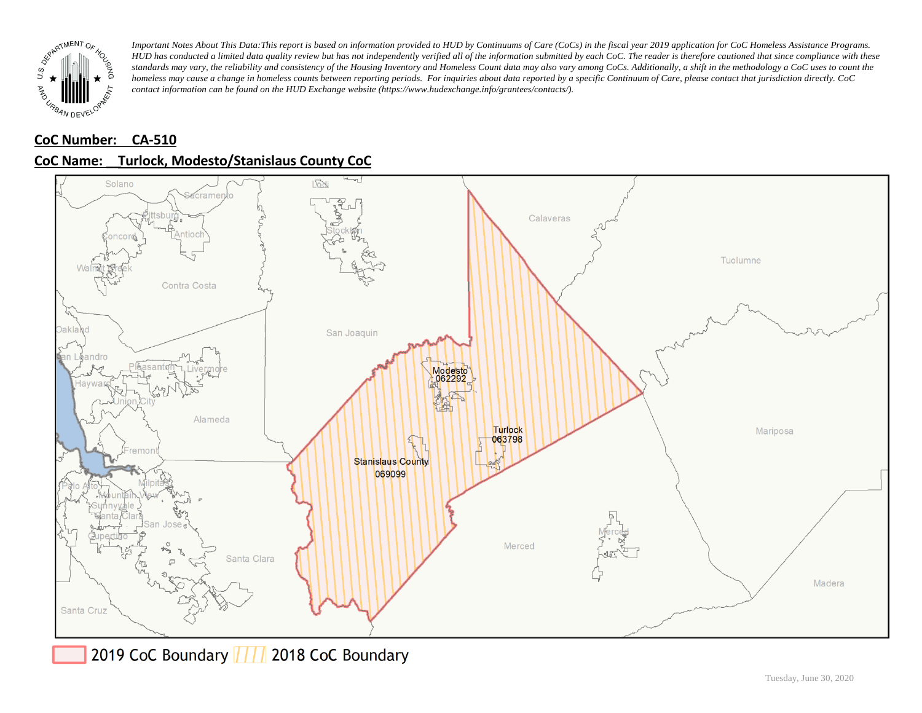*Important Notes About This Data: This report is based on information provided to HUD by Continuums of Care (CoCs) in the fiscal year 2019 application for CoC Homeless Assistance Programs. HUD has conducted a limited data quality review but has not independently verified all of the information submitted by each CoC. The reader is therefore cautioned that since compliance with these standards may vary, the reliability and consistency of the Housing Inventory and Homeless Count data may also vary among CoCs. Additionally, a shift in the methodology a CoC uses to count the homeless may cause a change in homeless counts between reporting periods. For inquiries about data reported by a specific Continuum of Care, please contact that jurisdiction directly. CoC contact information can be found on the HUD Exchange website (https://www.hudexchange.info/grantees/contacts/).*

**CoC Number: CA-510**

**CoC Name: Turlock, Modesto/Stanislaus County CoC**

2019 CoC Boundary | 2018 CoC Boundary

Tuesday, June 30, 2020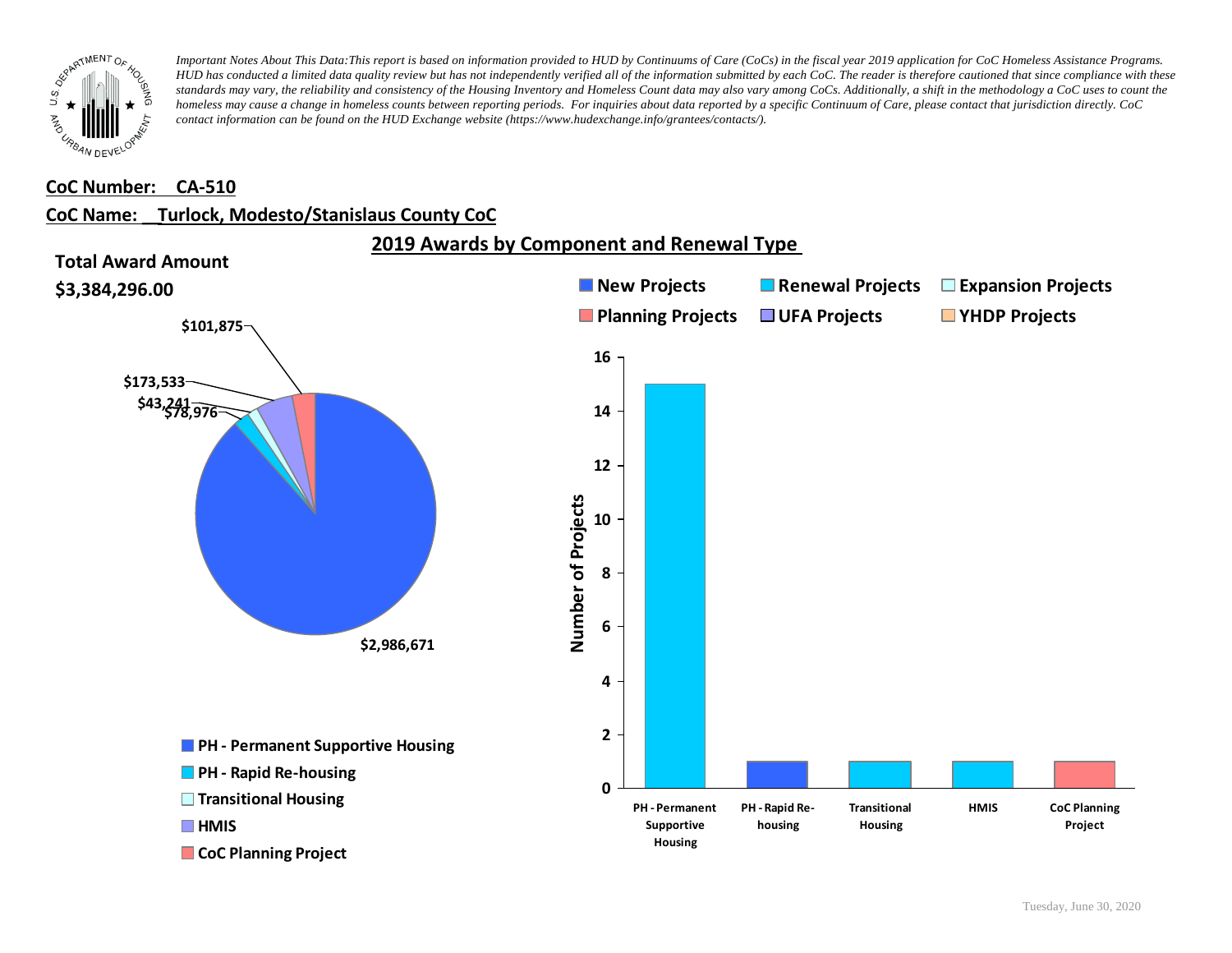*Important Notes About This Data:This report is based on information provided to HUD by Continuums of Care (CoCs) in the fiscal year 2019 application for CoC Homeless Assistance Programs. HUD has conducted a limited data quality review but has not independently verified all of the information submitted by each CoC. The reader is therefore cautioned that since compliance with these standards may vary, the reliability and consistency of the Housing Inventory and Homeless Count data may also vary among CoCs. Additionally, a shift in the methodology a CoC uses to count the homeless may cause a change in homeless counts between reporting periods. For inquiries about data reported by a specific Continuum of Care, please contact that jurisdiction directly. CoC contact information can be found on the HUD Exchange website (https://www.hudexchange.info/grantees/contacts/).*

**CoC Number: CA-510**

**CoC Name: Turlock, Modesto/Stanislaus County CoC**

## 2019 Awards by Component and Renewal Type

**Total Award Amount**

**$3,384,296.00**

| Component | Award Amount |
|---|---|
| PH - Permanent Supportive Housing | $2,986,671 |
| PH - Rapid Re-housing | $78,976 |
| Transitional Housing | $43,241 |
| HMIS | $173,533 |
| CoC Planning Project | $101,875 |

| Component | Number of Projects | Type |
|---|---|---|
| PH - Permanent Supportive Housing | 15 | Renewal Projects |
| PH - Rapid Re-housing | 1 | New Projects |
| Transitional Housing | 1 | Renewal Projects |
| HMIS | 1 | Renewal Projects |
| CoC Planning Project | 1 | Planning Projects |

Legend: New Projects, Renewal Projects, Expansion Projects, Planning Projects, UFA Projects, YHDP Projects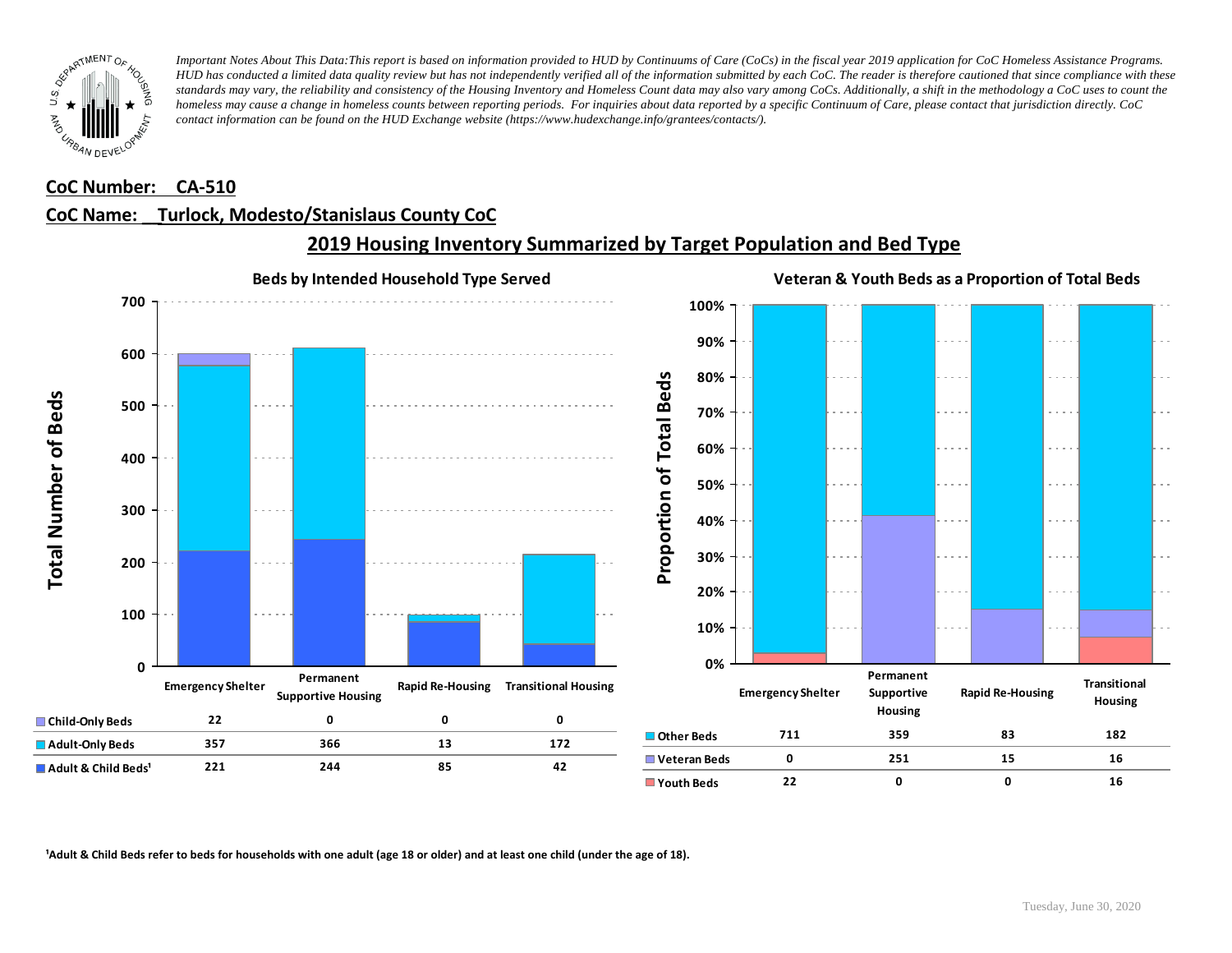*Important Notes About This Data: This report is based on information provided to HUD by Continuums of Care (CoCs) in the fiscal year 2019 application for CoC Homeless Assistance Programs. HUD has conducted a limited data quality review but has not independently verified all of the information submitted by each CoC. The reader is therefore cautioned that since compliance with these standards may vary, the reliability and consistency of the Housing Inventory and Homeless Count data may also vary among CoCs. Additionally, a shift in the methodology a CoC uses to count the homeless may cause a change in homeless counts between reporting periods. For inquiries about data reported by a specific Continuum of Care, please contact that jurisdiction directly. CoC contact information can be found on the HUD Exchange website (https://www.hudexchange.info/grantees/contacts/).*

**CoC Number: CA-510**

**CoC Name: Turlock, Modesto/Stanislaus County CoC**

## 2019 Housing Inventory Summarized by Target Population and Bed Type

### Beds by Intended Household Type Served

| | Emergency Shelter | Permanent Supportive Housing | Rapid Re-Housing | Transitional Housing |
|---|---|---|---|---|
| Child-Only Beds | 22 | 0 | 0 | 0 |
| Adult-Only Beds | 357 | 366 | 13 | 172 |
| Adult & Child Beds[1] | 221 | 244 | 85 | 42 |

### Veteran & Youth Beds as a Proportion of Total Beds

| | Emergency Shelter | Permanent Supportive Housing | Rapid Re-Housing | Transitional Housing |
|---|---|---|---|---|
| Other Beds | 711 | 359 | 83 | 182 |
| Veteran Beds | 0 | 251 | 15 | 16 |
| Youth Beds | 22 | 0 | 0 | 16 |

[1]Adult & Child Beds refer to beds for households with one adult (age 18 or older) and at least one child (under the age of 18).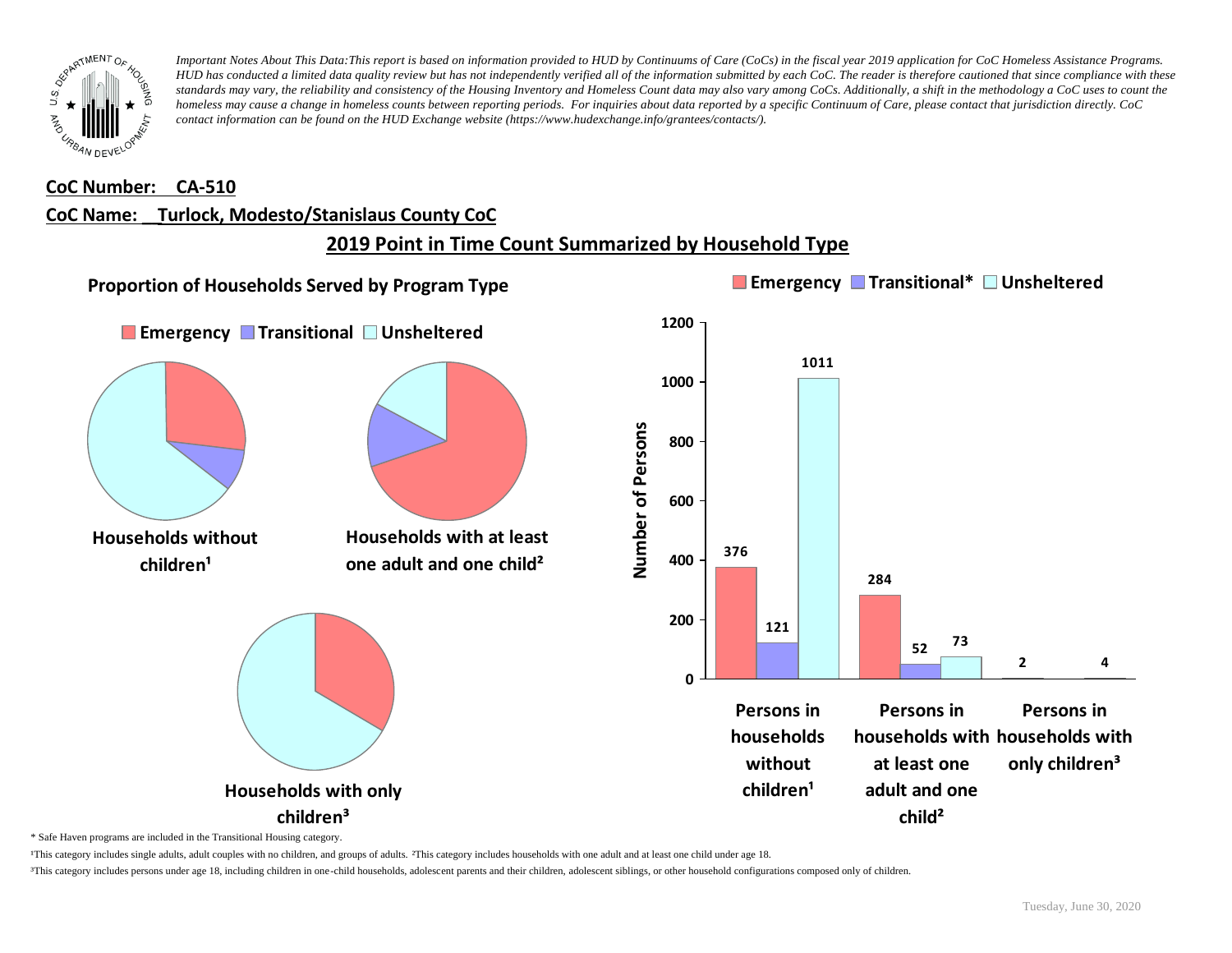*Important Notes About This Data:This report is based on information provided to HUD by Continuums of Care (CoCs) in the fiscal year 2019 application for CoC Homeless Assistance Programs. HUD has conducted a limited data quality review but has not independently verified all of the information submitted by each CoC. The reader is therefore cautioned that since compliance with these standards may vary, the reliability and consistency of the Housing Inventory and Homeless Count data may also vary among CoCs. Additionally, a shift in the methodology a CoC uses to count the homeless may cause a change in homeless counts between reporting periods. For inquiries about data reported by a specific Continuum of Care, please contact that jurisdiction directly. CoC contact information can be found on the HUD Exchange website (https://www.hudexchange.info/grantees/contacts/).*

**CoC Number: CA-510**

**CoC Name: Turlock, Modesto/Stanislaus County CoC**

## 2019 Point in Time Count Summarized by Household Type

### Proportion of Households Served by Program Type

Emergency | Transitional | Unsheltered

Households without children[1]

Households with at least one adult and one child[2]

Households with only children[3]

Emergency | Transitional* | Unsheltered

| | Emergency | Transitional* | Unsheltered |
|---|---|---|---|
| Persons in households without children[1] | 376 | 121 | 1011 |
| Persons in households with at least one adult and one child[2] | 284 | 52 | 73 |
| Persons in households with only children[3] | 2 | | 4 |

\* Safe Haven programs are included in the Transitional Housing category.

[1]This category includes single adults, adult couples with no children, and groups of adults. [2]This category includes households with one adult and at least one child under age 18.

[3]This category includes persons under age 18, including children in one-child households, adolescent parents and their children, adolescent siblings, or other household configurations composed only of children.

Tuesday, June 30, 2020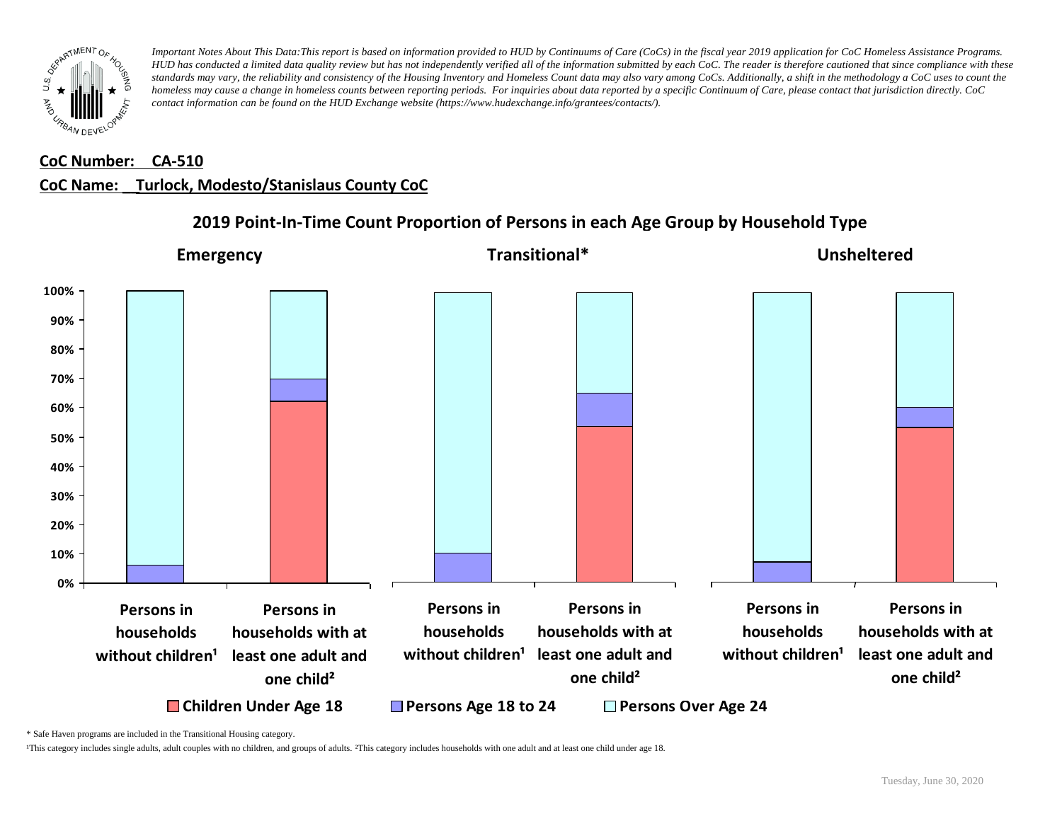*Important Notes About This Data:This report is based on information provided to HUD by Continuums of Care (CoCs) in the fiscal year 2019 application for CoC Homeless Assistance Programs. HUD has conducted a limited data quality review but has not independently verified all of the information submitted by each CoC. The reader is therefore cautioned that since compliance with these standards may vary, the reliability and consistency of the Housing Inventory and Homeless Count data may also vary among CoCs. Additionally, a shift in the methodology a CoC uses to count the homeless may cause a change in homeless counts between reporting periods. For inquiries about data reported by a specific Continuum of Care, please contact that jurisdiction directly. CoC contact information can be found on the HUD Exchange website (https://www.hudexchange.info/grantees/contacts/).*

**CoC Number: CA-510**

**CoC Name: Turlock, Modesto/Stanislaus County CoC**

## 2019 Point-In-Time Count Proportion of Persons in each Age Group by Household Type

**Emergency** | **Transitional*** | **Unsheltered**

Categories: Persons in households without children¹; Persons in households with at least one adult and one child²

Legend: Children Under Age 18; Persons Age 18 to 24; Persons Over Age 24

\* Safe Haven programs are included in the Transitional Housing category.

¹This category includes single adults, adult couples with no children, and groups of adults. ²This category includes households with one adult and at least one child under age 18.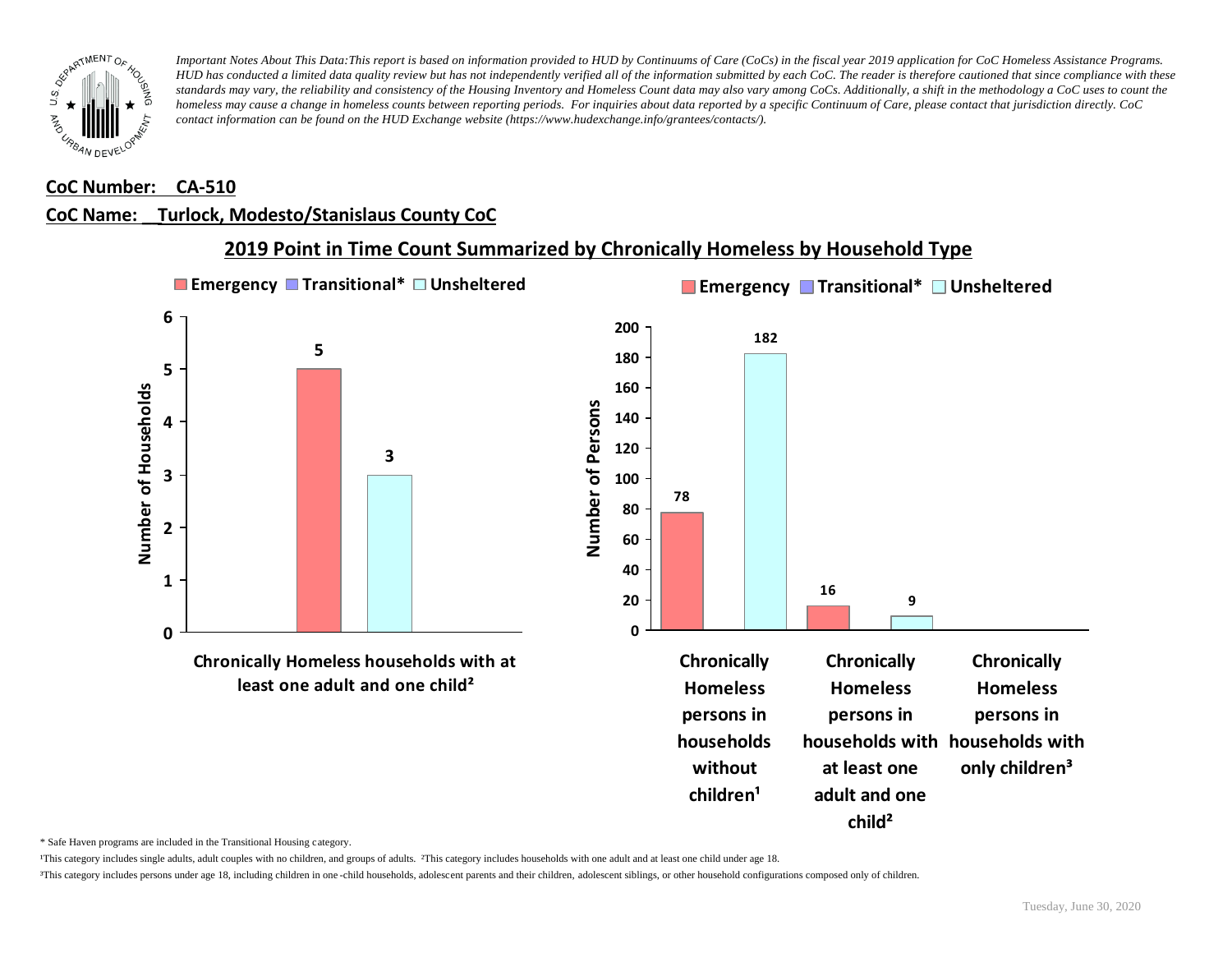*Important Notes About This Data:This report is based on information provided to HUD by Continuums of Care (CoCs) in the fiscal year 2019 application for CoC Homeless Assistance Programs. HUD has conducted a limited data quality review but has not independently verified all of the information submitted by each CoC. The reader is therefore cautioned that since compliance with these standards may vary, the reliability and consistency of the Housing Inventory and Homeless Count data may also vary among CoCs. Additionally, a shift in the methodology a CoC uses to count the homeless may cause a change in homeless counts between reporting periods. For inquiries about data reported by a specific Continuum of Care, please contact that jurisdiction directly. CoC contact information can be found on the HUD Exchange website (https://www.hudexchange.info/grantees/contacts/).*

**CoC Number: CA-510**

**CoC Name: Turlock, Modesto/Stanislaus County CoC**

## 2019 Point in Time Count Summarized by Chronically Homeless by Household Type

**Number of Households**

| | Emergency | Transitional* | Unsheltered |
|---|---|---|---|
| Chronically Homeless households with at least one adult and one child² | 5 | | 3 |

**Number of Persons**

| | Emergency | Transitional* | Unsheltered |
|---|---|---|---|
| Chronically Homeless persons in households without children¹ | 78 | | 182 |
| Chronically Homeless persons in households with at least one adult and one child² | 16 | | 9 |
| Chronically Homeless persons in households with only children³ | | | |

\* Safe Haven programs are included in the Transitional Housing category.

¹This category includes single adults, adult couples with no children, and groups of adults. ²This category includes households with one adult and at least one child under age 18.

³This category includes persons under age 18, including children in one-child households, adolescent parents and their children, adolescent siblings, or other household configurations composed only of children.

Tuesday, June 30, 2020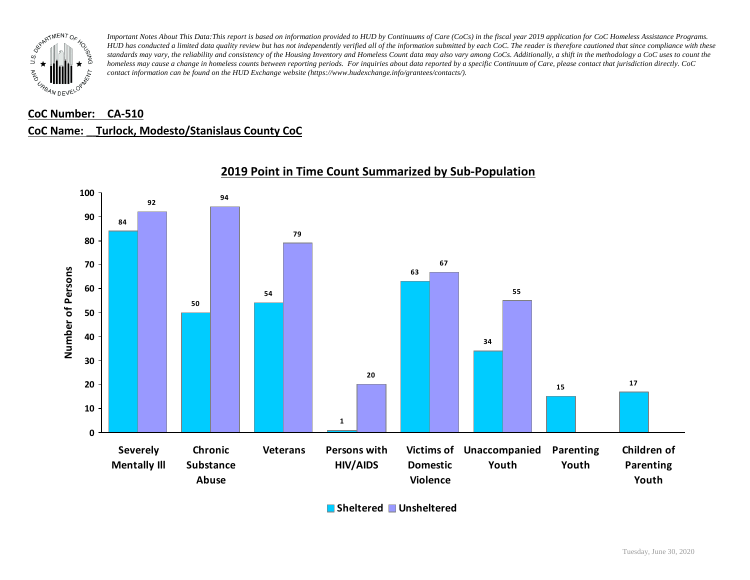*Important Notes About This Data:This report is based on information provided to HUD by Continuums of Care (CoCs) in the fiscal year 2019 application for CoC Homeless Assistance Programs. HUD has conducted a limited data quality review but has not independently verified all of the information submitted by each CoC. The reader is therefore cautioned that since compliance with these standards may vary, the reliability and consistency of the Housing Inventory and Homeless Count data may also vary among CoCs. Additionally, a shift in the methodology a CoC uses to count the homeless may cause a change in homeless counts between reporting periods. For inquiries about data reported by a specific Continuum of Care, please contact that jurisdiction directly. CoC contact information can be found on the HUD Exchange website (https://www.hudexchange.info/grantees/contacts/).*

**CoC Number: CA-510**

**CoC Name: __Turlock, Modesto/Stanislaus County CoC**

## 2019 Point in Time Count Summarized by Sub-Population

Number of Persons

0
10
20
30
40
50
60
70
80
90
100

Severely Mentally Ill: 84, 92
Chronic Substance Abuse: 50, 94
Veterans: 54, 79
Persons with HIV/AIDS: 1, 20
Victims of Domestic Violence: 63, 67
Unaccompanied Youth: 34, 55
Parenting Youth: 15
Children of Parenting Youth: 17

Sheltered
Unsheltered

Tuesday, June 30, 2020